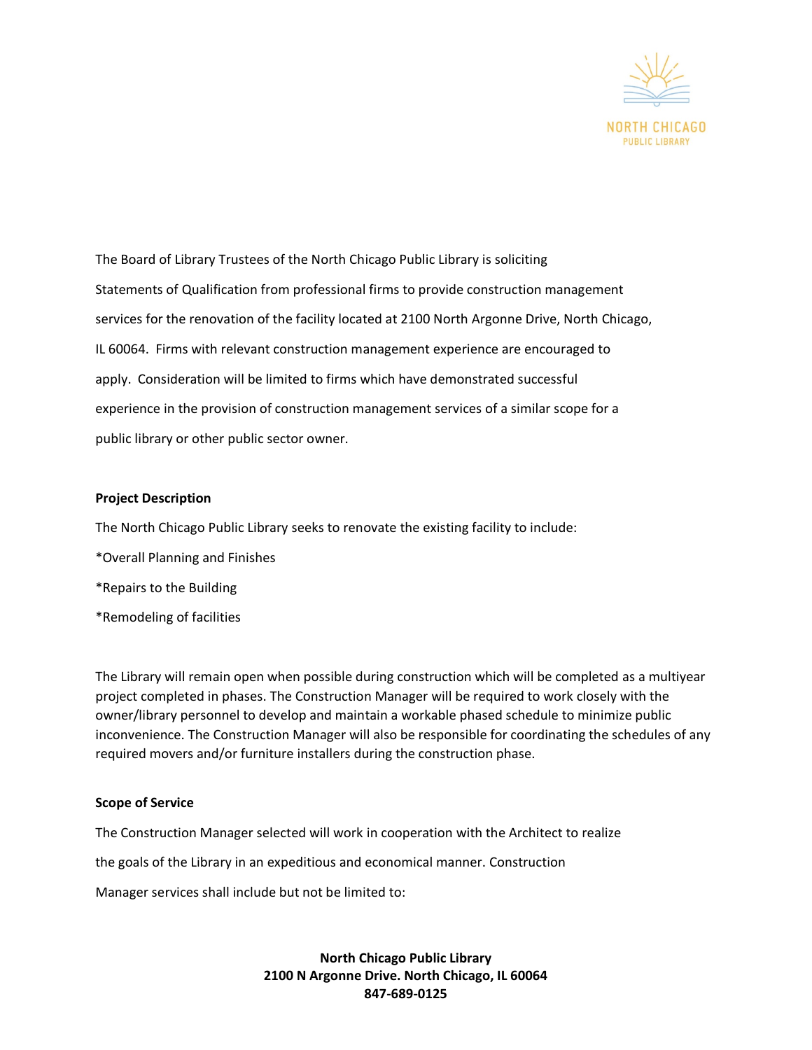NORTH CHICAGO
PUBLIC LIBRARY

The Board of Library Trustees of the North Chicago Public Library is soliciting Statements of Qualification from professional firms to provide construction management services for the renovation of the facility located at 2100 North Argonne Drive, North Chicago, IL 60064. Firms with relevant construction management experience are encouraged to apply. Consideration will be limited to firms which have demonstrated successful experience in the provision of construction management services of a similar scope for a public library or other public sector owner.

**Project Description**

The North Chicago Public Library seeks to renovate the existing facility to include:

*Overall Planning and Finishes

*Repairs to the Building

*Remodeling of facilities

The Library will remain open when possible during construction which will be completed as a multiyear project completed in phases. The Construction Manager will be required to work closely with the owner/library personnel to develop and maintain a workable phased schedule to minimize public inconvenience. The Construction Manager will also be responsible for coordinating the schedules of any required movers and/or furniture installers during the construction phase.

**Scope of Service**

The Construction Manager selected will work in cooperation with the Architect to realize the goals of the Library in an expeditious and economical manner. Construction Manager services shall include but not be limited to:

**North Chicago Public Library**
**2100 N Argonne Drive. North Chicago, IL 60064**
**847-689-0125**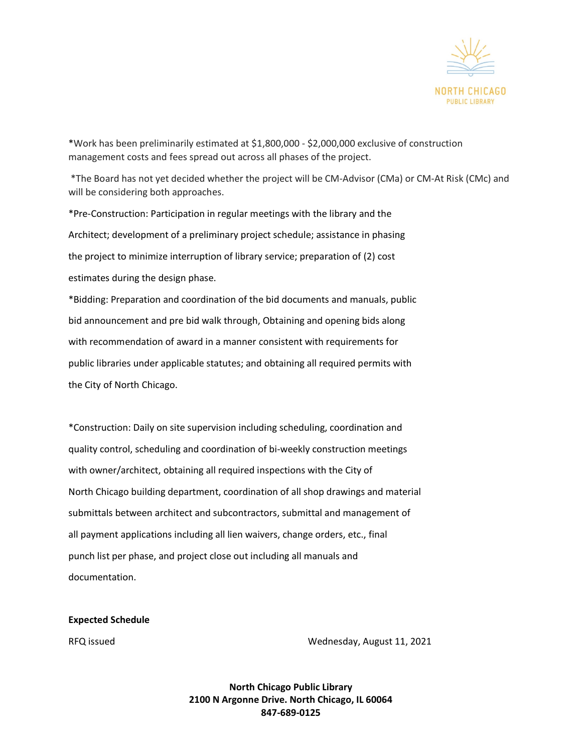*Work has been preliminarily estimated at $1,800,000 - $2,000,000 exclusive of construction management costs and fees spread out across all phases of the project.

*The Board has not yet decided whether the project will be CM-Advisor (CMa) or CM-At Risk (CMc) and will be considering both approaches.

*Pre-Construction: Participation in regular meetings with the library and the Architect; development of a preliminary project schedule; assistance in phasing the project to minimize interruption of library service; preparation of (2) cost estimates during the design phase.

*Bidding: Preparation and coordination of the bid documents and manuals, public bid announcement and pre bid walk through, Obtaining and opening bids along with recommendation of award in a manner consistent with requirements for public libraries under applicable statutes; and obtaining all required permits with the City of North Chicago.

*Construction: Daily on site supervision including scheduling, coordination and quality control, scheduling and coordination of bi-weekly construction meetings with owner/architect, obtaining all required inspections with the City of North Chicago building department, coordination of all shop drawings and material submittals between architect and subcontractors, submittal and management of all payment applications including all lien waivers, change orders, etc., final punch list per phase, and project close out including all manuals and documentation.

**Expected Schedule**

| | |
|---|---|
| RFQ issued | Wednesday, August 11, 2021 |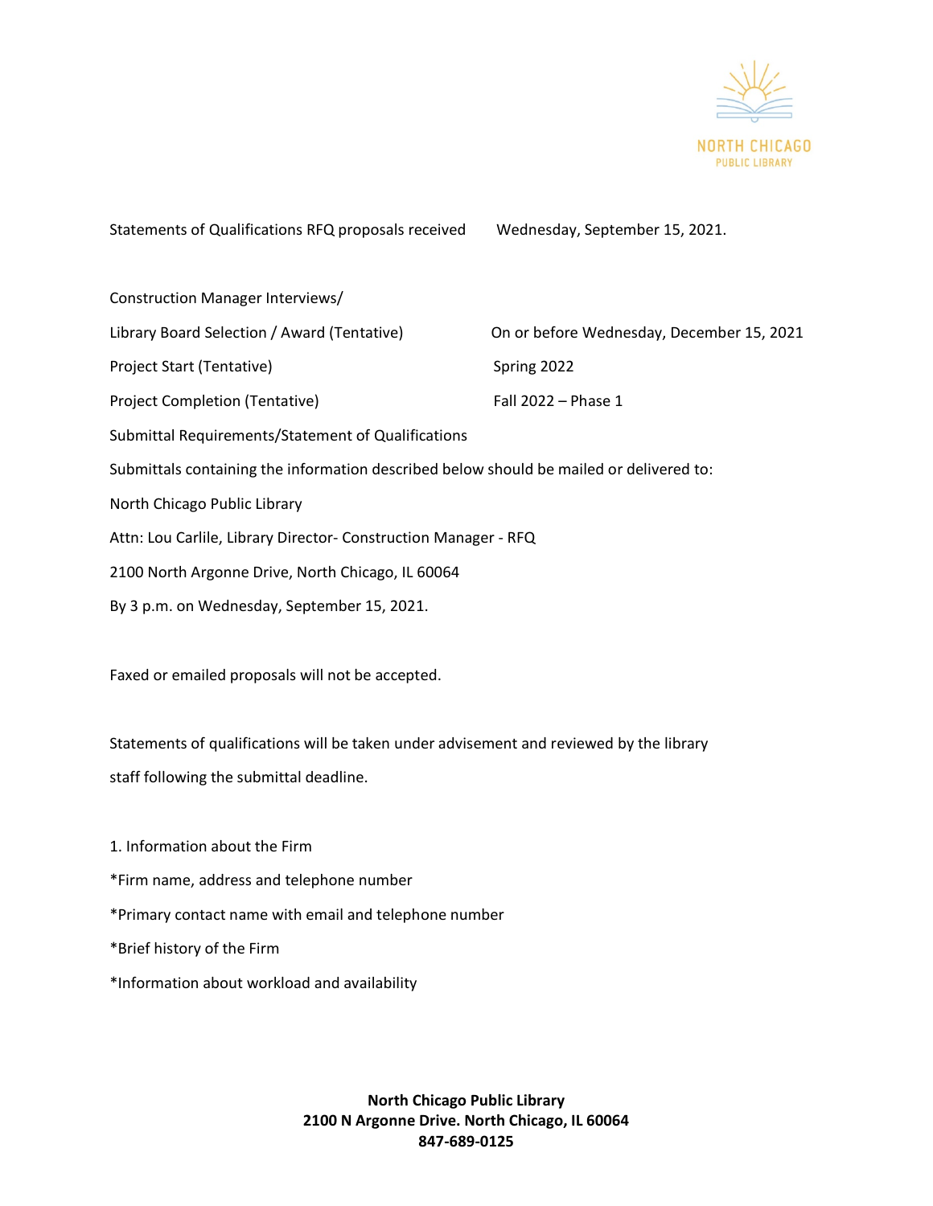| | |
|---|---|
| Statements of Qualifications RFQ proposals received | Wednesday, September 15, 2021. |
| Construction Manager Interviews/ | |
| Library Board Selection / Award (Tentative) | On or before Wednesday, December 15, 2021 |
| Project Start (Tentative) | Spring 2022 |
| Project Completion (Tentative) | Fall 2022 – Phase 1 |

Submittal Requirements/Statement of Qualifications

Submittals containing the information described below should be mailed or delivered to:

North Chicago Public Library

Attn: Lou Carlile, Library Director- Construction Manager - RFQ

2100 North Argonne Drive, North Chicago, IL 60064

By 3 p.m. on Wednesday, September 15, 2021.

Faxed or emailed proposals will not be accepted.

Statements of qualifications will be taken under advisement and reviewed by the library staff following the submittal deadline.

1. Information about the Firm

*Firm name, address and telephone number

*Primary contact name with email and telephone number

*Brief history of the Firm

*Information about workload and availability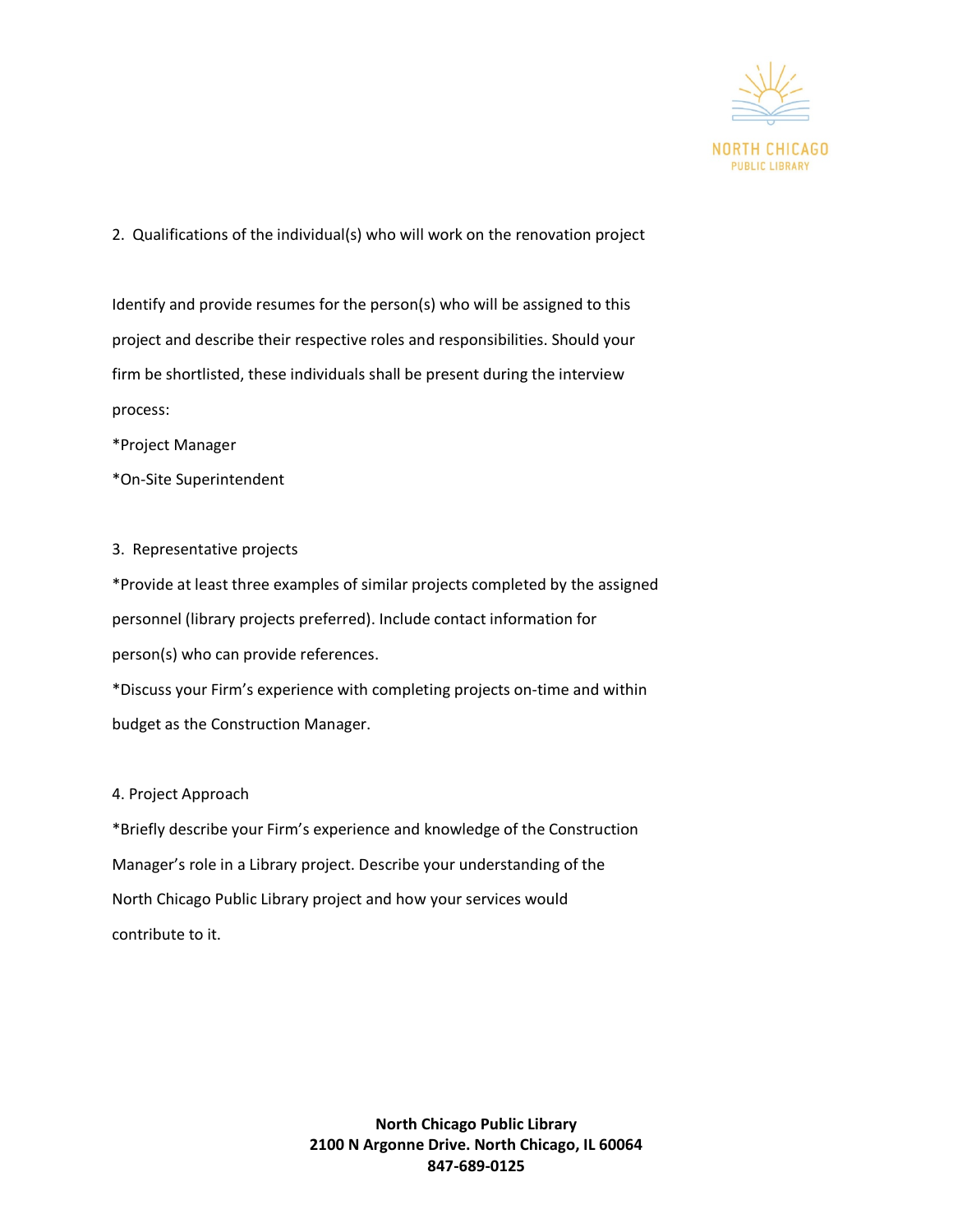2. Qualifications of the individual(s) who will work on the renovation project

Identify and provide resumes for the person(s) who will be assigned to this project and describe their respective roles and responsibilities. Should your firm be shortlisted, these individuals shall be present during the interview process:

*Project Manager

*On-Site Superintendent

3. Representative projects

*Provide at least three examples of similar projects completed by the assigned personnel (library projects preferred). Include contact information for person(s) who can provide references.

*Discuss your Firm's experience with completing projects on-time and within budget as the Construction Manager.

4. Project Approach

*Briefly describe your Firm's experience and knowledge of the Construction Manager's role in a Library project. Describe your understanding of the North Chicago Public Library project and how your services would contribute to it.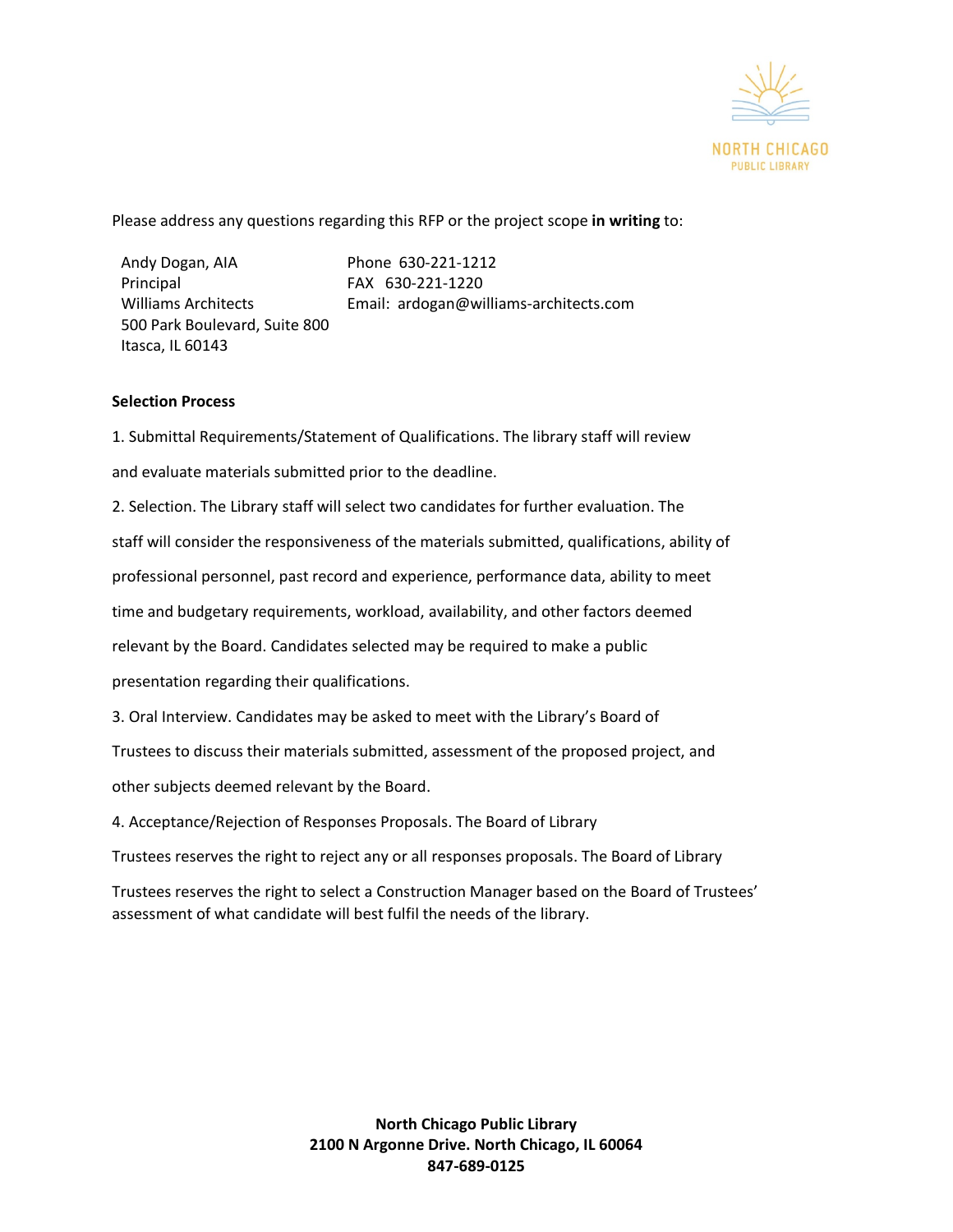Please address any questions regarding this RFP or the project scope **in writing** to:

Andy Dogan, AIA
Principal
Williams Architects
500 Park Boulevard, Suite 800
Itasca, IL 60143

Phone 630-221-1212
FAX 630-221-1220
Email: ardogan@williams-architects.com

**Selection Process**

1. Submittal Requirements/Statement of Qualifications. The library staff will review and evaluate materials submitted prior to the deadline.

2. Selection. The Library staff will select two candidates for further evaluation. The staff will consider the responsiveness of the materials submitted, qualifications, ability of professional personnel, past record and experience, performance data, ability to meet time and budgetary requirements, workload, availability, and other factors deemed relevant by the Board. Candidates selected may be required to make a public presentation regarding their qualifications.

3. Oral Interview. Candidates may be asked to meet with the Library's Board of Trustees to discuss their materials submitted, assessment of the proposed project, and other subjects deemed relevant by the Board.

4. Acceptance/Rejection of Responses Proposals. The Board of Library Trustees reserves the right to reject any or all responses proposals. The Board of Library Trustees reserves the right to select a Construction Manager based on the Board of Trustees' assessment of what candidate will best fulfil the needs of the library.